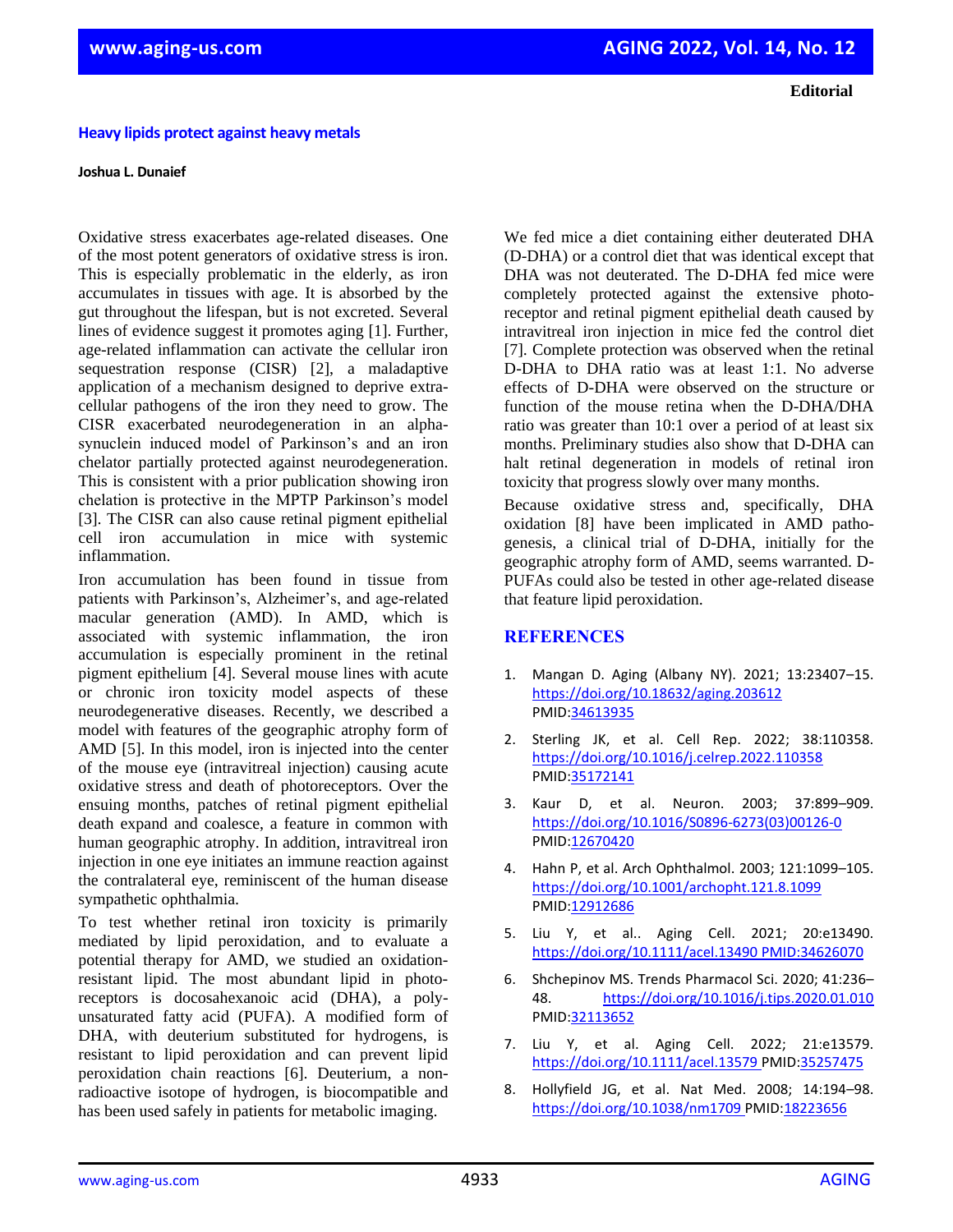**Editorial**

# Heavy lipids protect against heavy metals

**Joshua L. Dunaief**

Oxidative stress exacerbates age-related diseases. One of the most potent generators of oxidative stress is iron. This is especially problematic in the elderly, as iron accumulates in tissues with age. It is absorbed by the gut throughout the lifespan, but is not excreted. Several lines of evidence suggest it promotes aging [1]. Further, age-related inflammation can activate the cellular iron sequestration response (CISR) [2], a maladaptive application of a mechanism designed to deprive extra-cellular pathogens of the iron they need to grow. The CISR exacerbated neurodegeneration in an alpha-synuclein induced model of Parkinson's and an iron chelator partially protected against neurodegeneration. This is consistent with a prior publication showing iron chelation is protective in the MPTP Parkinson's model [3]. The CISR can also cause retinal pigment epithelial cell iron accumulation in mice with systemic inflammation.

Iron accumulation has been found in tissue from patients with Parkinson's, Alzheimer's, and age-related macular generation (AMD). In AMD, which is associated with systemic inflammation, the iron accumulation is especially prominent in the retinal pigment epithelium [4]. Several mouse lines with acute or chronic iron toxicity model aspects of these neurodegenerative diseases. Recently, we described a model with features of the geographic atrophy form of AMD [5]. In this model, iron is injected into the center of the mouse eye (intravitreal injection) causing acute oxidative stress and death of photoreceptors. Over the ensuing months, patches of retinal pigment epithelial death expand and coalesce, a feature in common with human geographic atrophy. In addition, intravitreal iron injection in one eye initiates an immune reaction against the contralateral eye, reminiscent of the human disease sympathetic ophthalmia.

To test whether retinal iron toxicity is primarily mediated by lipid peroxidation, and to evaluate a potential therapy for AMD, we studied an oxidation-resistant lipid. The most abundant lipid in photo-receptors is docosahexanoic acid (DHA), a poly-unsaturated fatty acid (PUFA). A modified form of DHA, with deuterium substituted for hydrogens, is resistant to lipid peroxidation and can prevent lipid peroxidation chain reactions [6]. Deuterium, a non-radioactive isotope of hydrogen, is biocompatible and has been used safely in patients for metabolic imaging.

We fed mice a diet containing either deuterated DHA (D-DHA) or a control diet that was identical except that DHA was not deuterated. The D-DHA fed mice were completely protected against the extensive photo-receptor and retinal pigment epithelial death caused by intravitreal iron injection in mice fed the control diet [7]. Complete protection was observed when the retinal D-DHA to DHA ratio was at least 1:1. No adverse effects of D-DHA were observed on the structure or function of the mouse retina when the D-DHA/DHA ratio was greater than 10:1 over a period of at least six months. Preliminary studies also show that D-DHA can halt retinal degeneration in models of retinal iron toxicity that progress slowly over many months.

Because oxidative stress and, specifically, DHA oxidation [8] have been implicated in AMD patho-genesis, a clinical trial of D-DHA, initially for the geographic atrophy form of AMD, seems warranted. D-PUFAs could also be tested in other age-related disease that feature lipid peroxidation.

## REFERENCES

1. Mangan D. Aging (Albany NY). 2021; 13:23407–15. https://doi.org/10.18632/aging.203612 PMID:34613935

2. Sterling JK, et al. Cell Rep. 2022; 38:110358. https://doi.org/10.1016/j.celrep.2022.110358 PMID:35172141

3. Kaur D, et al. Neuron. 2003; 37:899–909. https://doi.org/10.1016/S0896-6273(03)00126-0 PMID:12670420

4. Hahn P, et al. Arch Ophthalmol. 2003; 121:1099–105. https://doi.org/10.1001/archopht.121.8.1099 PMID:12912686

5. Liu Y, et al.. Aging Cell. 2021; 20:e13490. https://doi.org/10.1111/acel.13490 PMID:34626070

6. Shchepinov MS. Trends Pharmacol Sci. 2020; 41:236–48. https://doi.org/10.1016/j.tips.2020.01.010 PMID:32113652

7. Liu Y, et al. Aging Cell. 2022; 21:e13579. https://doi.org/10.1111/acel.13579 PMID:35257475

8. Hollyfield JG, et al. Nat Med. 2008; 14:194–98. https://doi.org/10.1038/nm1709 PMID:18223656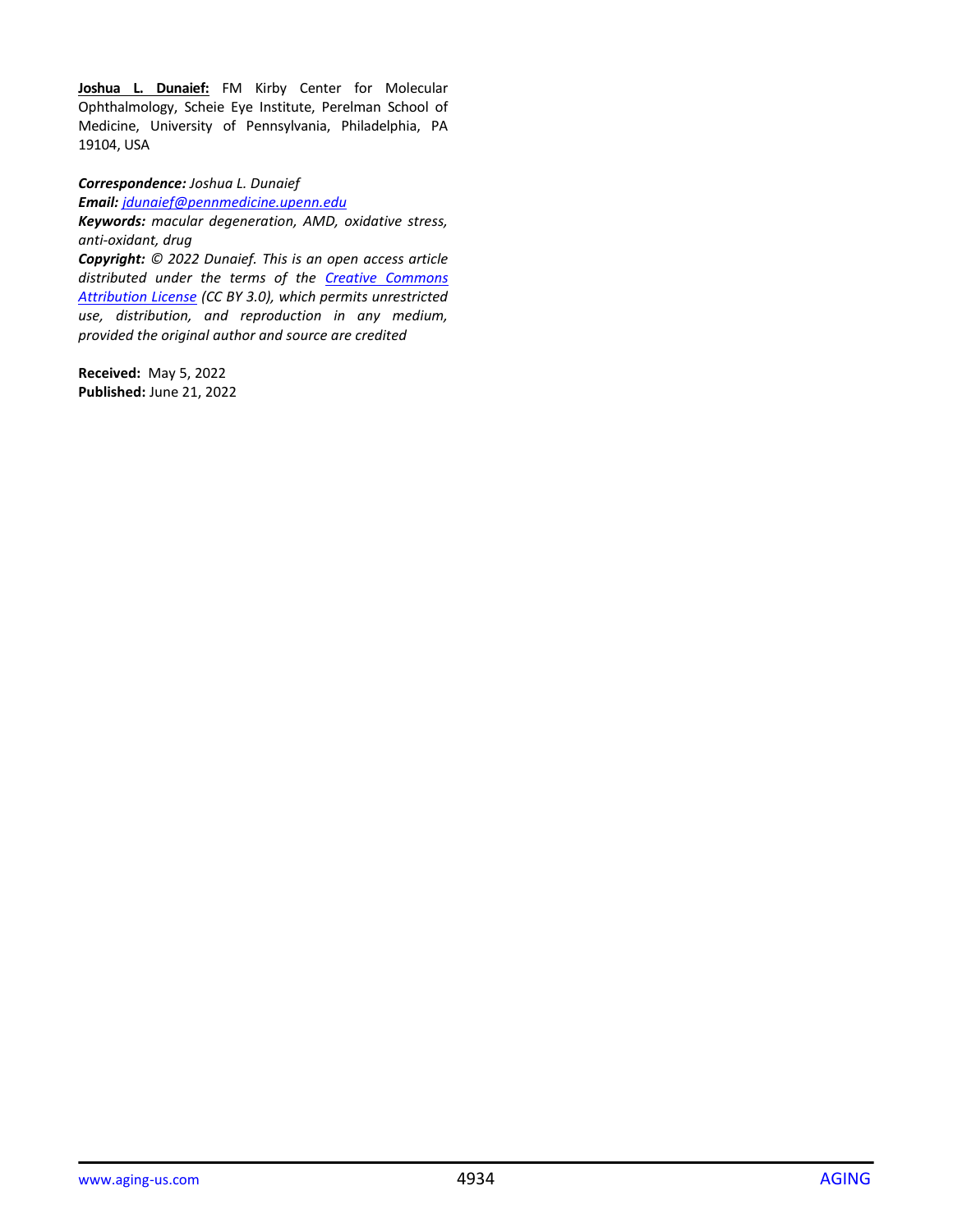**Joshua L. Dunaief:** FM Kirby Center for Molecular Ophthalmology, Scheie Eye Institute, Perelman School of Medicine, University of Pennsylvania, Philadelphia, PA 19104, USA

***Correspondence:*** *Joshua L. Dunaief*
***Email:*** *jdunaief@pennmedicine.upenn.edu*
***Keywords:*** *macular degeneration, AMD, oxidative stress, anti-oxidant, drug*
***Copyright:*** *© 2022 Dunaief. This is an open access article distributed under the terms of the Creative Commons Attribution License (CC BY 3.0), which permits unrestricted use, distribution, and reproduction in any medium, provided the original author and source are credited*

**Received:** May 5, 2022
**Published:** June 21, 2022